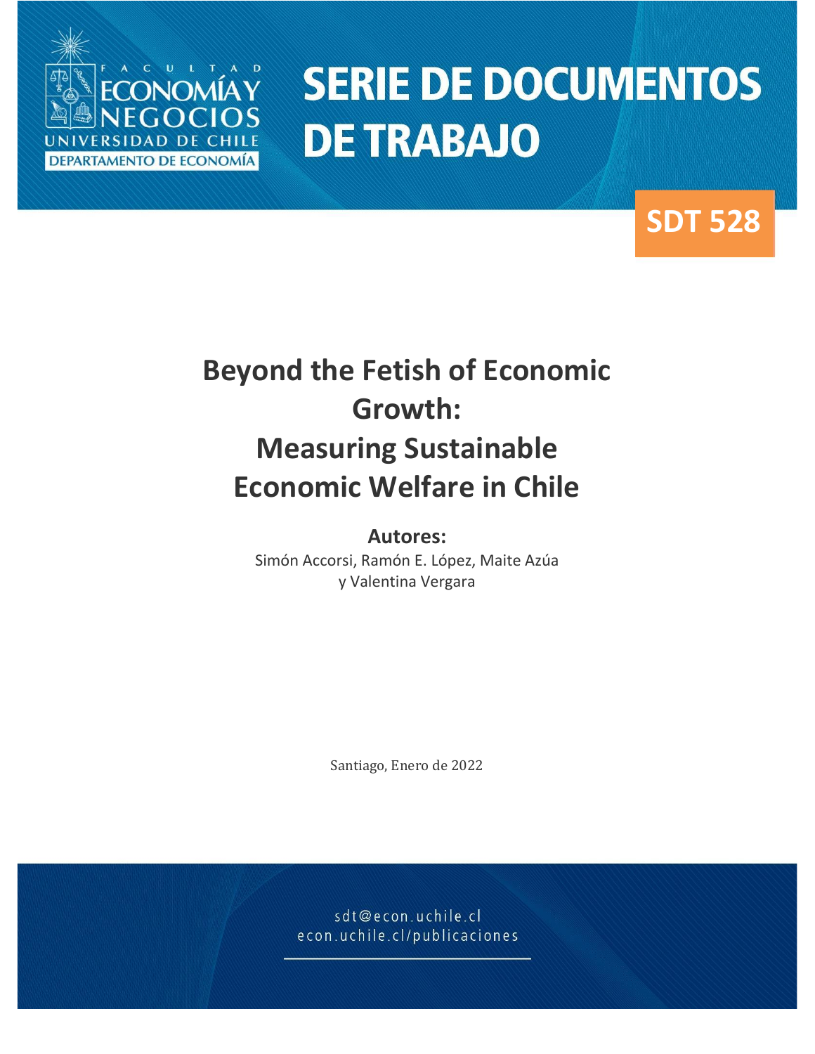FACULTAD ECONOMÍA Y NEGOCIOS
UNIVERSIDAD DE CHILE
DEPARTAMENTO DE ECONOMÍA

# SERIE DE DOCUMENTOS DE TRABAJO

**SDT 528**

# Beyond the Fetish of Economic Growth: Measuring Sustainable Economic Welfare in Chile

**Autores:**

Simón Accorsi, Ramón E. López, Maite Azúa y Valentina Vergara

Santiago, Enero de 2022

sdt@econ.uchile.cl
econ.uchile.cl/publicaciones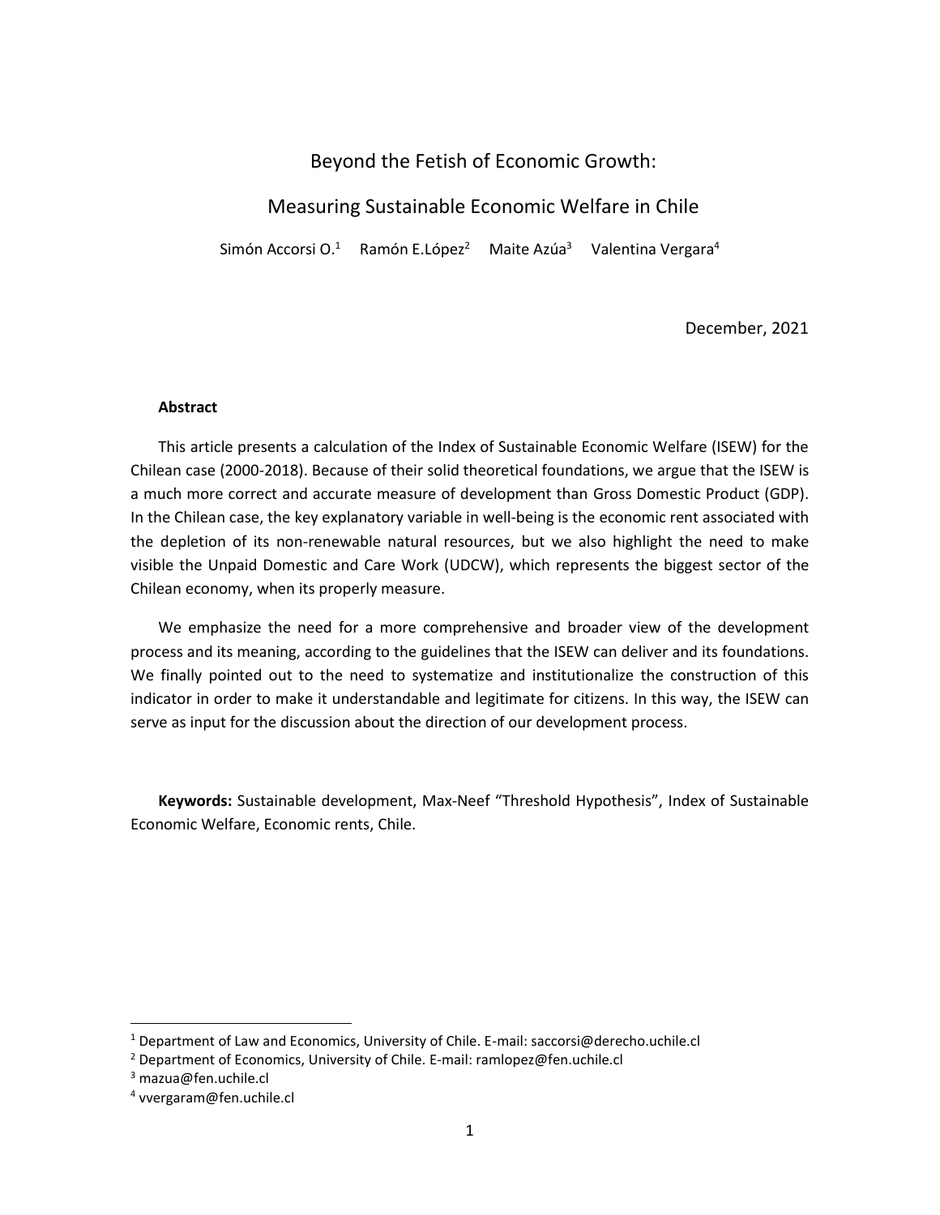# Beyond the Fetish of Economic Growth:

## Measuring Sustainable Economic Welfare in Chile

Simón Accorsi O.[1] Ramón E.López[2] Maite Azúa[3] Valentina Vergara[4]

December, 2021

**Abstract**

This article presents a calculation of the Index of Sustainable Economic Welfare (ISEW) for the Chilean case (2000-2018). Because of their solid theoretical foundations, we argue that the ISEW is a much more correct and accurate measure of development than Gross Domestic Product (GDP). In the Chilean case, the key explanatory variable in well-being is the economic rent associated with the depletion of its non-renewable natural resources, but we also highlight the need to make visible the Unpaid Domestic and Care Work (UDCW), which represents the biggest sector of the Chilean economy, when its properly measure.

We emphasize the need for a more comprehensive and broader view of the development process and its meaning, according to the guidelines that the ISEW can deliver and its foundations. We finally pointed out to the need to systematize and institutionalize the construction of this indicator in order to make it understandable and legitimate for citizens. In this way, the ISEW can serve as input for the discussion about the direction of our development process.

**Keywords:** Sustainable development, Max-Neef "Threshold Hypothesis", Index of Sustainable Economic Welfare, Economic rents, Chile.

---

[1] Department of Law and Economics, University of Chile. E-mail: saccorsi@derecho.uchile.cl

[2] Department of Economics, University of Chile. E-mail: ramlopez@fen.uchile.cl

[3] mazua@fen.uchile.cl

[4] vvergaram@fen.uchile.cl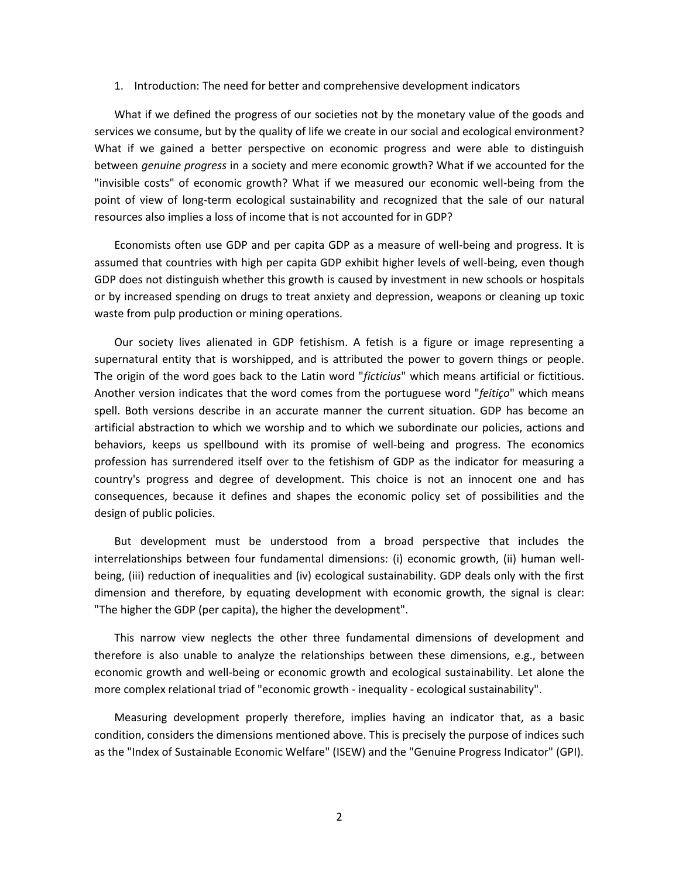## 1. Introduction: The need for better and comprehensive development indicators

What if we defined the progress of our societies not by the monetary value of the goods and services we consume, but by the quality of life we create in our social and ecological environment? What if we gained a better perspective on economic progress and were able to distinguish between *genuine progress* in a society and mere economic growth? What if we accounted for the "invisible costs" of economic growth? What if we measured our economic well-being from the point of view of long-term ecological sustainability and recognized that the sale of our natural resources also implies a loss of income that is not accounted for in GDP?

Economists often use GDP and per capita GDP as a measure of well-being and progress. It is assumed that countries with high per capita GDP exhibit higher levels of well-being, even though GDP does not distinguish whether this growth is caused by investment in new schools or hospitals or by increased spending on drugs to treat anxiety and depression, weapons or cleaning up toxic waste from pulp production or mining operations.

Our society lives alienated in GDP fetishism. A fetish is a figure or image representing a supernatural entity that is worshipped, and is attributed the power to govern things or people. The origin of the word goes back to the Latin word "*ficticius*" which means artificial or fictitious. Another version indicates that the word comes from the portuguese word "*feitiço*" which means spell. Both versions describe in an accurate manner the current situation. GDP has become an artificial abstraction to which we worship and to which we subordinate our policies, actions and behaviors, keeps us spellbound with its promise of well-being and progress. The economics profession has surrendered itself over to the fetishism of GDP as the indicator for measuring a country's progress and degree of development. This choice is not an innocent one and has consequences, because it defines and shapes the economic policy set of possibilities and the design of public policies.

But development must be understood from a broad perspective that includes the interrelationships between four fundamental dimensions: (i) economic growth, (ii) human well-being, (iii) reduction of inequalities and (iv) ecological sustainability. GDP deals only with the first dimension and therefore, by equating development with economic growth, the signal is clear: "The higher the GDP (per capita), the higher the development".

This narrow view neglects the other three fundamental dimensions of development and therefore is also unable to analyze the relationships between these dimensions, e.g., between economic growth and well-being or economic growth and ecological sustainability. Let alone the more complex relational triad of "economic growth - inequality - ecological sustainability".

Measuring development properly therefore, implies having an indicator that, as a basic condition, considers the dimensions mentioned above. This is precisely the purpose of indices such as the "Index of Sustainable Economic Welfare" (ISEW) and the "Genuine Progress Indicator" (GPI).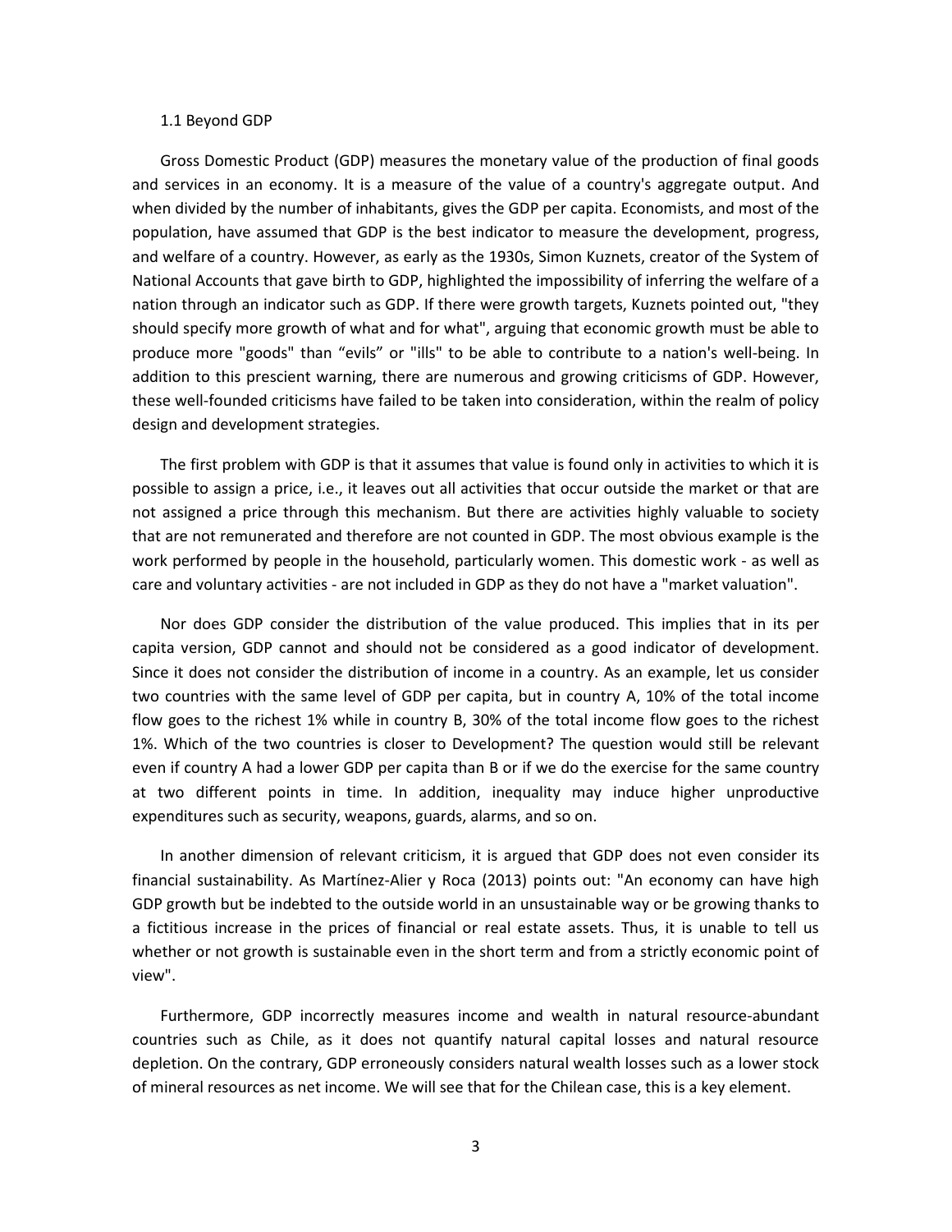## 1.1 Beyond GDP

Gross Domestic Product (GDP) measures the monetary value of the production of final goods and services in an economy. It is a measure of the value of a country's aggregate output. And when divided by the number of inhabitants, gives the GDP per capita. Economists, and most of the population, have assumed that GDP is the best indicator to measure the development, progress, and welfare of a country. However, as early as the 1930s, Simon Kuznets, creator of the System of National Accounts that gave birth to GDP, highlighted the impossibility of inferring the welfare of a nation through an indicator such as GDP. If there were growth targets, Kuznets pointed out, "they should specify more growth of what and for what", arguing that economic growth must be able to produce more "goods" than “evils” or "ills" to be able to contribute to a nation's well-being. In addition to this prescient warning, there are numerous and growing criticisms of GDP. However, these well-founded criticisms have failed to be taken into consideration, within the realm of policy design and development strategies.

The first problem with GDP is that it assumes that value is found only in activities to which it is possible to assign a price, i.e., it leaves out all activities that occur outside the market or that are not assigned a price through this mechanism. But there are activities highly valuable to society that are not remunerated and therefore are not counted in GDP. The most obvious example is the work performed by people in the household, particularly women. This domestic work - as well as care and voluntary activities - are not included in GDP as they do not have a "market valuation".

Nor does GDP consider the distribution of the value produced. This implies that in its per capita version, GDP cannot and should not be considered as a good indicator of development. Since it does not consider the distribution of income in a country. As an example, let us consider two countries with the same level of GDP per capita, but in country A, 10% of the total income flow goes to the richest 1% while in country B, 30% of the total income flow goes to the richest 1%. Which of the two countries is closer to Development? The question would still be relevant even if country A had a lower GDP per capita than B or if we do the exercise for the same country at two different points in time. In addition, inequality may induce higher unproductive expenditures such as security, weapons, guards, alarms, and so on.

In another dimension of relevant criticism, it is argued that GDP does not even consider its financial sustainability. As Martínez-Alier y Roca (2013) points out: "An economy can have high GDP growth but be indebted to the outside world in an unsustainable way or be growing thanks to a fictitious increase in the prices of financial or real estate assets. Thus, it is unable to tell us whether or not growth is sustainable even in the short term and from a strictly economic point of view".

Furthermore, GDP incorrectly measures income and wealth in natural resource-abundant countries such as Chile, as it does not quantify natural capital losses and natural resource depletion. On the contrary, GDP erroneously considers natural wealth losses such as a lower stock of mineral resources as net income. We will see that for the Chilean case, this is a key element.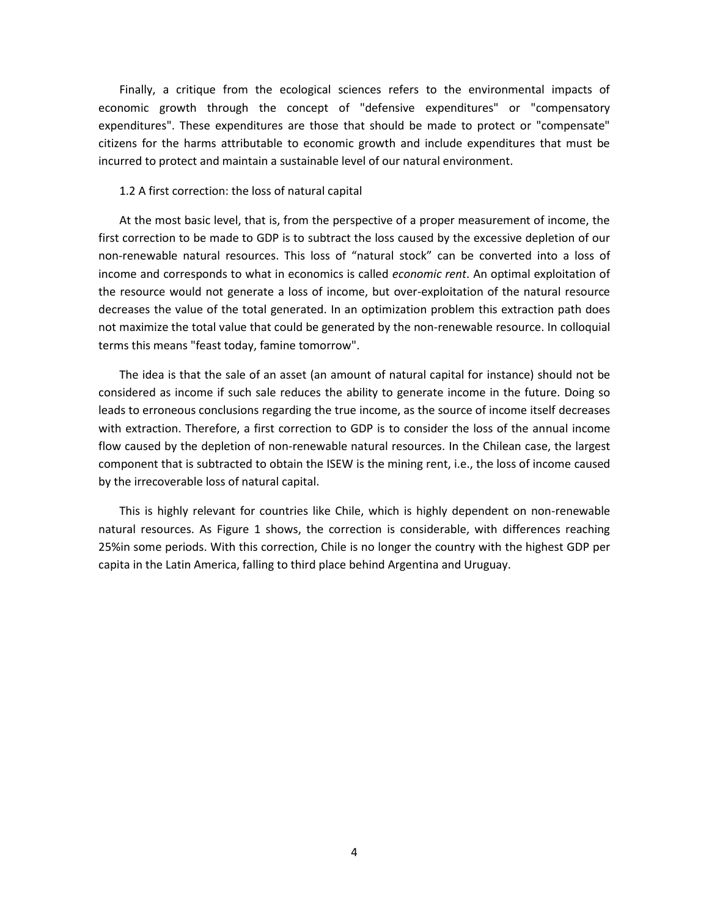Finally, a critique from the ecological sciences refers to the environmental impacts of economic growth through the concept of "defensive expenditures" or "compensatory expenditures". These expenditures are those that should be made to protect or "compensate" citizens for the harms attributable to economic growth and include expenditures that must be incurred to protect and maintain a sustainable level of our natural environment.

## 1.2 A first correction: the loss of natural capital

At the most basic level, that is, from the perspective of a proper measurement of income, the first correction to be made to GDP is to subtract the loss caused by the excessive depletion of our non-renewable natural resources. This loss of “natural stock” can be converted into a loss of income and corresponds to what in economics is called *economic rent*. An optimal exploitation of the resource would not generate a loss of income, but over-exploitation of the natural resource decreases the value of the total generated. In an optimization problem this extraction path does not maximize the total value that could be generated by the non-renewable resource. In colloquial terms this means "feast today, famine tomorrow".

The idea is that the sale of an asset (an amount of natural capital for instance) should not be considered as income if such sale reduces the ability to generate income in the future. Doing so leads to erroneous conclusions regarding the true income, as the source of income itself decreases with extraction. Therefore, a first correction to GDP is to consider the loss of the annual income flow caused by the depletion of non-renewable natural resources. In the Chilean case, the largest component that is subtracted to obtain the ISEW is the mining rent, i.e., the loss of income caused by the irrecoverable loss of natural capital.

This is highly relevant for countries like Chile, which is highly dependent on non-renewable natural resources. As Figure 1 shows, the correction is considerable, with differences reaching 25%in some periods. With this correction, Chile is no longer the country with the highest GDP per capita in the Latin America, falling to third place behind Argentina and Uruguay.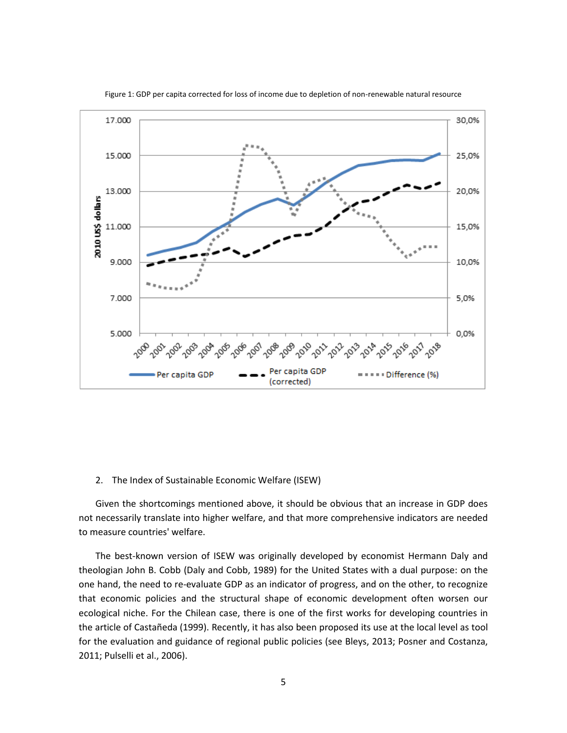Figure 1: GDP per capita corrected for loss of income due to depletion of non-renewable natural resource

2. The Index of Sustainable Economic Welfare (ISEW)

Given the shortcomings mentioned above, it should be obvious that an increase in GDP does not necessarily translate into higher welfare, and that more comprehensive indicators are needed to measure countries' welfare.

The best-known version of ISEW was originally developed by economist Hermann Daly and theologian John B. Cobb (Daly and Cobb, 1989) for the United States with a dual purpose: on the one hand, the need to re-evaluate GDP as an indicator of progress, and on the other, to recognize that economic policies and the structural shape of economic development often worsen our ecological niche. For the Chilean case, there is one of the first works for developing countries in the article of Castañeda (1999). Recently, it has also been proposed its use at the local level as tool for the evaluation and guidance of regional public policies (see Bleys, 2013; Posner and Costanza, 2011; Pulselli et al., 2006).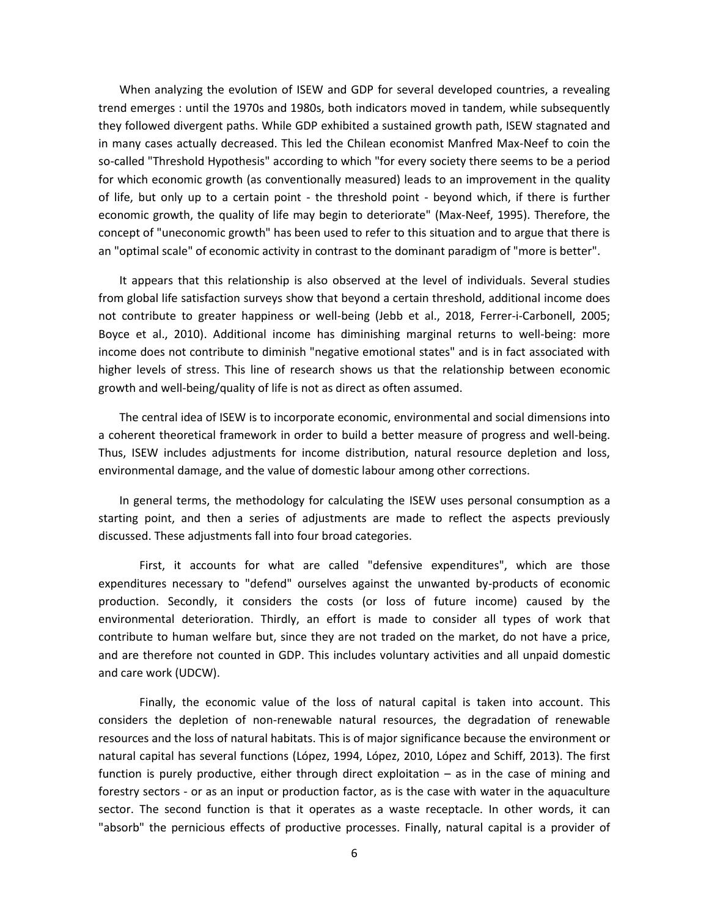When analyzing the evolution of ISEW and GDP for several developed countries, a revealing trend emerges : until the 1970s and 1980s, both indicators moved in tandem, while subsequently they followed divergent paths. While GDP exhibited a sustained growth path, ISEW stagnated and in many cases actually decreased. This led the Chilean economist Manfred Max-Neef to coin the so-called "Threshold Hypothesis" according to which "for every society there seems to be a period for which economic growth (as conventionally measured) leads to an improvement in the quality of life, but only up to a certain point - the threshold point - beyond which, if there is further economic growth, the quality of life may begin to deteriorate" (Max-Neef, 1995). Therefore, the concept of "uneconomic growth" has been used to refer to this situation and to argue that there is an "optimal scale" of economic activity in contrast to the dominant paradigm of "more is better".

It appears that this relationship is also observed at the level of individuals. Several studies from global life satisfaction surveys show that beyond a certain threshold, additional income does not contribute to greater happiness or well-being (Jebb et al., 2018, Ferrer-i-Carbonell, 2005; Boyce et al., 2010). Additional income has diminishing marginal returns to well-being: more income does not contribute to diminish "negative emotional states" and is in fact associated with higher levels of stress. This line of research shows us that the relationship between economic growth and well-being/quality of life is not as direct as often assumed.

The central idea of ISEW is to incorporate economic, environmental and social dimensions into a coherent theoretical framework in order to build a better measure of progress and well-being. Thus, ISEW includes adjustments for income distribution, natural resource depletion and loss, environmental damage, and the value of domestic labour among other corrections.

In general terms, the methodology for calculating the ISEW uses personal consumption as a starting point, and then a series of adjustments are made to reflect the aspects previously discussed. These adjustments fall into four broad categories.

First, it accounts for what are called "defensive expenditures", which are those expenditures necessary to "defend" ourselves against the unwanted by-products of economic production. Secondly, it considers the costs (or loss of future income) caused by the environmental deterioration. Thirdly, an effort is made to consider all types of work that contribute to human welfare but, since they are not traded on the market, do not have a price, and are therefore not counted in GDP. This includes voluntary activities and all unpaid domestic and care work (UDCW).

Finally, the economic value of the loss of natural capital is taken into account. This considers the depletion of non-renewable natural resources, the degradation of renewable resources and the loss of natural habitats. This is of major significance because the environment or natural capital has several functions (López, 1994, López, 2010, López and Schiff, 2013). The first function is purely productive, either through direct exploitation – as in the case of mining and forestry sectors - or as an input or production factor, as is the case with water in the aquaculture sector. The second function is that it operates as a waste receptacle. In other words, it can "absorb" the pernicious effects of productive processes. Finally, natural capital is a provider of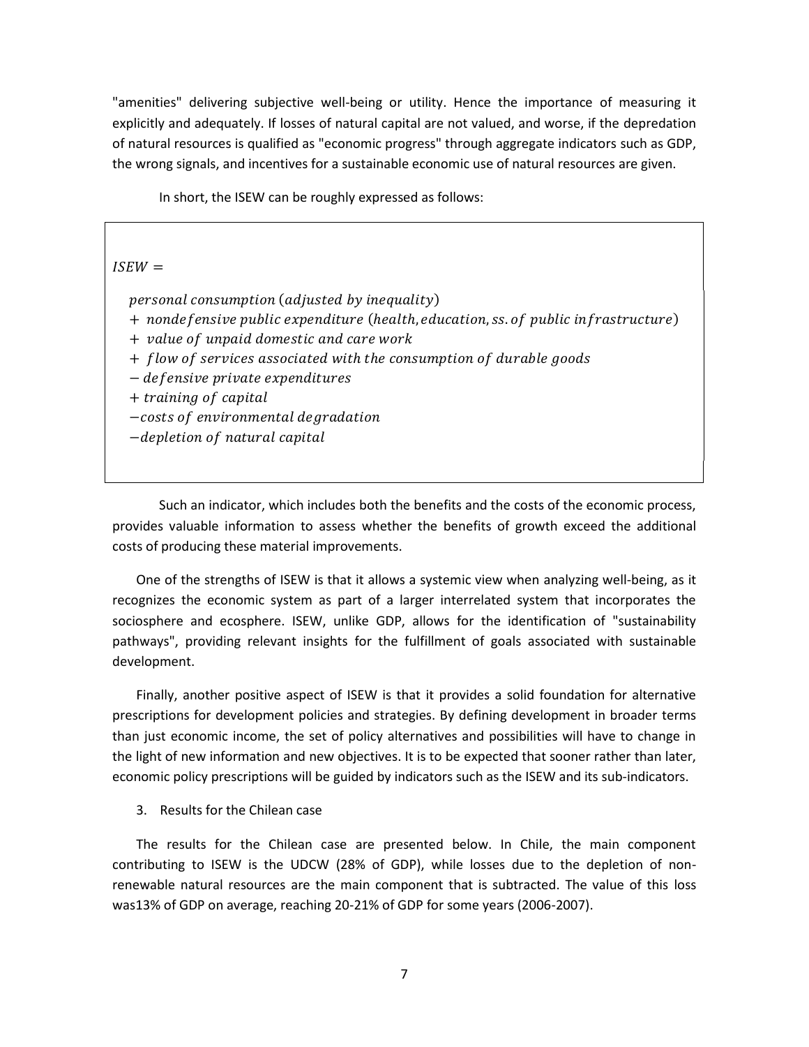"amenities" delivering subjective well-being or utility. Hence the importance of measuring it explicitly and adequately. If losses of natural capital are not valued, and worse, if the depredation of natural resources is qualified as "economic progress" through aggregate indicators such as GDP, the wrong signals, and incentives for a sustainable economic use of natural resources are given.

In short, the ISEW can be roughly expressed as follows:

$$
\begin{aligned}
ISEW = \\
& personal\ consumption\ (adjusted\ by\ inequality) \\
& +\ nondefensive\ public\ expenditure\ (health, education, ss.of\ public\ infrastructure) \\
& +\ value\ of\ unpaid\ domestic\ and\ care\ work \\
& +\ flow\ of\ services\ associated\ with\ the\ consumption\ of\ durable\ goods \\
& -\ defensive\ private\ expenditures \\
& +\ training\ of\ capital \\
& -costs\ of\ environmental\ degradation \\
& -depletion\ of\ natural\ capital
\end{aligned}
$$

Such an indicator, which includes both the benefits and the costs of the economic process, provides valuable information to assess whether the benefits of growth exceed the additional costs of producing these material improvements.

One of the strengths of ISEW is that it allows a systemic view when analyzing well-being, as it recognizes the economic system as part of a larger interrelated system that incorporates the sociosphere and ecosphere. ISEW, unlike GDP, allows for the identification of "sustainability pathways", providing relevant insights for the fulfillment of goals associated with sustainable development.

Finally, another positive aspect of ISEW is that it provides a solid foundation for alternative prescriptions for development policies and strategies. By defining development in broader terms than just economic income, the set of policy alternatives and possibilities will have to change in the light of new information and new objectives. It is to be expected that sooner rather than later, economic policy prescriptions will be guided by indicators such as the ISEW and its sub-indicators.

## 3. Results for the Chilean case

The results for the Chilean case are presented below. In Chile, the main component contributing to ISEW is the UDCW (28% of GDP), while losses due to the depletion of non-renewable natural resources are the main component that is subtracted. The value of this loss was13% of GDP on average, reaching 20-21% of GDP for some years (2006-2007).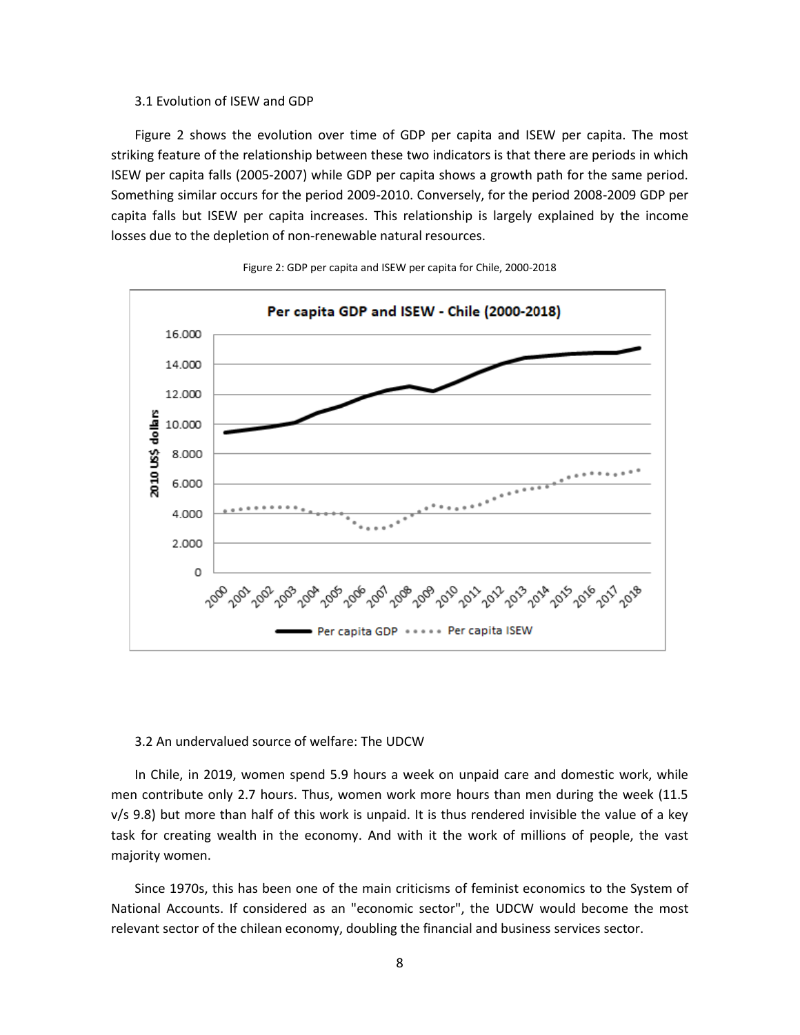### 3.1 Evolution of ISEW and GDP

Figure 2 shows the evolution over time of GDP per capita and ISEW per capita. The most striking feature of the relationship between these two indicators is that there are periods in which ISEW per capita falls (2005-2007) while GDP per capita shows a growth path for the same period. Something similar occurs for the period 2009-2010. Conversely, for the period 2008-2009 GDP per capita falls but ISEW per capita increases. This relationship is largely explained by the income losses due to the depletion of non-renewable natural resources.

Figure 2: GDP per capita and ISEW per capita for Chile, 2000-2018

### 3.2 An undervalued source of welfare: The UDCW

In Chile, in 2019, women spend 5.9 hours a week on unpaid care and domestic work, while men contribute only 2.7 hours. Thus, women work more hours than men during the week (11.5 v/s 9.8) but more than half of this work is unpaid. It is thus rendered invisible the value of a key task for creating wealth in the economy. And with it the work of millions of people, the vast majority women.

Since 1970s, this has been one of the main criticisms of feminist economics to the System of National Accounts. If considered as an "economic sector", the UDCW would become the most relevant sector of the chilean economy, doubling the financial and business services sector.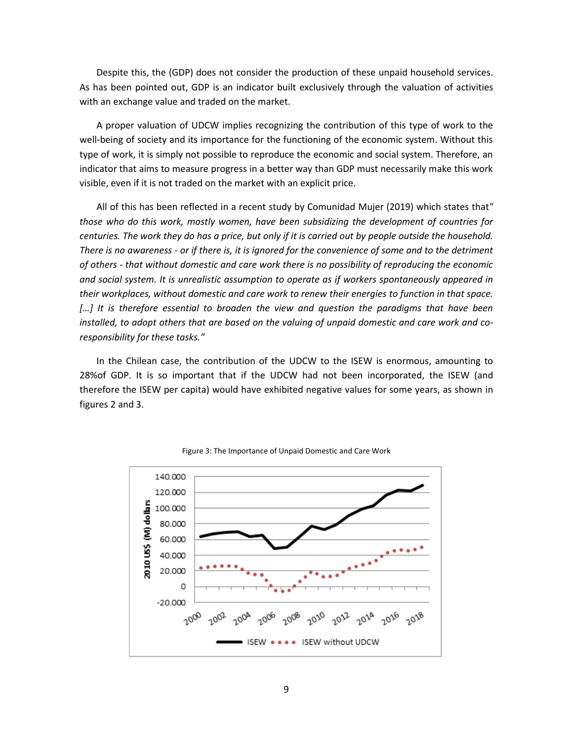Despite this, the (GDP) does not consider the production of these unpaid household services. As has been pointed out, GDP is an indicator built exclusively through the valuation of activities with an exchange value and traded on the market.

A proper valuation of UDCW implies recognizing the contribution of this type of work to the well-being of society and its importance for the functioning of the economic system. Without this type of work, it is simply not possible to reproduce the economic and social system. Therefore, an indicator that aims to measure progress in a better way than GDP must necessarily make this work visible, even if it is not traded on the market with an explicit price.

All of this has been reflected in a recent study by Comunidad Mujer (2019) which states that" *those who do this work, mostly women, have been subsidizing the development of countries for centuries. The work they do has a price, but only if it is carried out by people outside the household. There is no awareness - or if there is, it is ignored for the convenience of some and to the detriment of others - that without domestic and care work there is no possibility of reproducing the economic and social system. It is unrealistic assumption to operate as if workers spontaneously appeared in their workplaces, without domestic and care work to renew their energies to function in that space. […] It is therefore essential to broaden the view and question the paradigms that have been installed, to adopt others that are based on the valuing of unpaid domestic and care work and co-responsibility for these tasks."*

In the Chilean case, the contribution of the UDCW to the ISEW is enormous, amounting to 28%of GDP. It is so important that if the UDCW had not been incorporated, the ISEW (and therefore the ISEW per capita) would have exhibited negative values for some years, as shown in figures 2 and 3.

Figure 3: The Importance of Unpaid Domestic and Care Work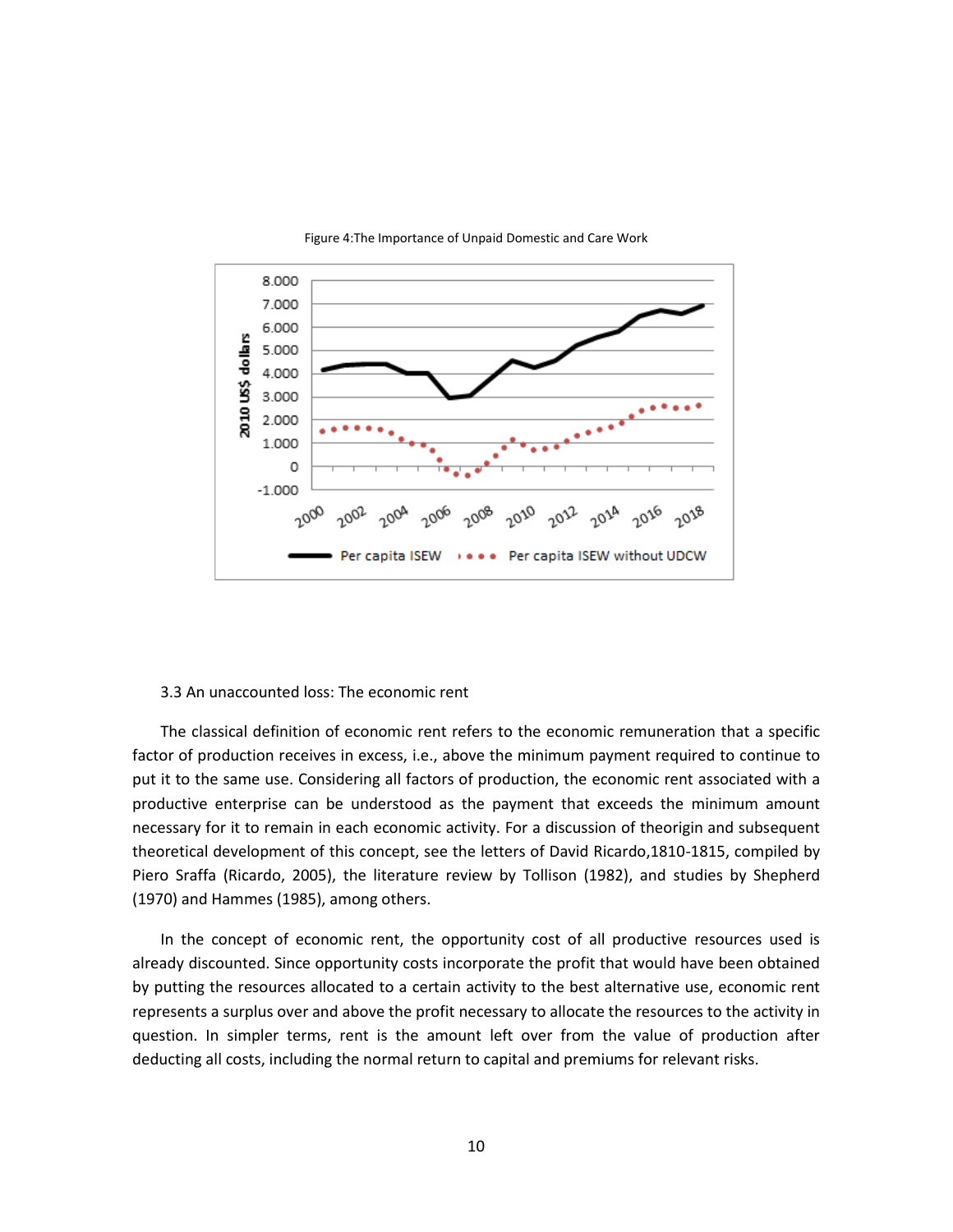Figure 4:The Importance of Unpaid Domestic and Care Work

### 3.3 An unaccounted loss: The economic rent

The classical definition of economic rent refers to the economic remuneration that a specific factor of production receives in excess, i.e., above the minimum payment required to continue to put it to the same use. Considering all factors of production, the economic rent associated with a productive enterprise can be understood as the payment that exceeds the minimum amount necessary for it to remain in each economic activity. For a discussion of theorigin and subsequent theoretical development of this concept, see the letters of David Ricardo,1810-1815, compiled by Piero Sraffa (Ricardo, 2005), the literature review by Tollison (1982), and studies by Shepherd (1970) and Hammes (1985), among others.

In the concept of economic rent, the opportunity cost of all productive resources used is already discounted. Since opportunity costs incorporate the profit that would have been obtained by putting the resources allocated to a certain activity to the best alternative use, economic rent represents a surplus over and above the profit necessary to allocate the resources to the activity in question. In simpler terms, rent is the amount left over from the value of production after deducting all costs, including the normal return to capital and premiums for relevant risks.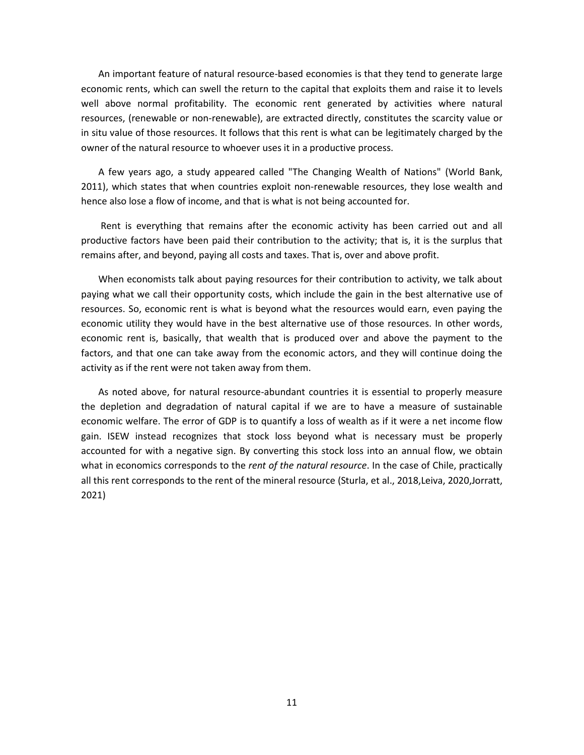An important feature of natural resource-based economies is that they tend to generate large economic rents, which can swell the return to the capital that exploits them and raise it to levels well above normal profitability. The economic rent generated by activities where natural resources, (renewable or non-renewable), are extracted directly, constitutes the scarcity value or in situ value of those resources. It follows that this rent is what can be legitimately charged by the owner of the natural resource to whoever uses it in a productive process.

A few years ago, a study appeared called "The Changing Wealth of Nations" (World Bank, 2011), which states that when countries exploit non-renewable resources, they lose wealth and hence also lose a flow of income, and that is what is not being accounted for.

Rent is everything that remains after the economic activity has been carried out and all productive factors have been paid their contribution to the activity; that is, it is the surplus that remains after, and beyond, paying all costs and taxes. That is, over and above profit.

When economists talk about paying resources for their contribution to activity, we talk about paying what we call their opportunity costs, which include the gain in the best alternative use of resources. So, economic rent is what is beyond what the resources would earn, even paying the economic utility they would have in the best alternative use of those resources. In other words, economic rent is, basically, that wealth that is produced over and above the payment to the factors, and that one can take away from the economic actors, and they will continue doing the activity as if the rent were not taken away from them.

As noted above, for natural resource-abundant countries it is essential to properly measure the depletion and degradation of natural capital if we are to have a measure of sustainable economic welfare. The error of GDP is to quantify a loss of wealth as if it were a net income flow gain. ISEW instead recognizes that stock loss beyond what is necessary must be properly accounted for with a negative sign. By converting this stock loss into an annual flow, we obtain what in economics corresponds to the *rent of the natural resource*. In the case of Chile, practically all this rent corresponds to the rent of the mineral resource (Sturla, et al., 2018,Leiva, 2020,Jorratt, 2021)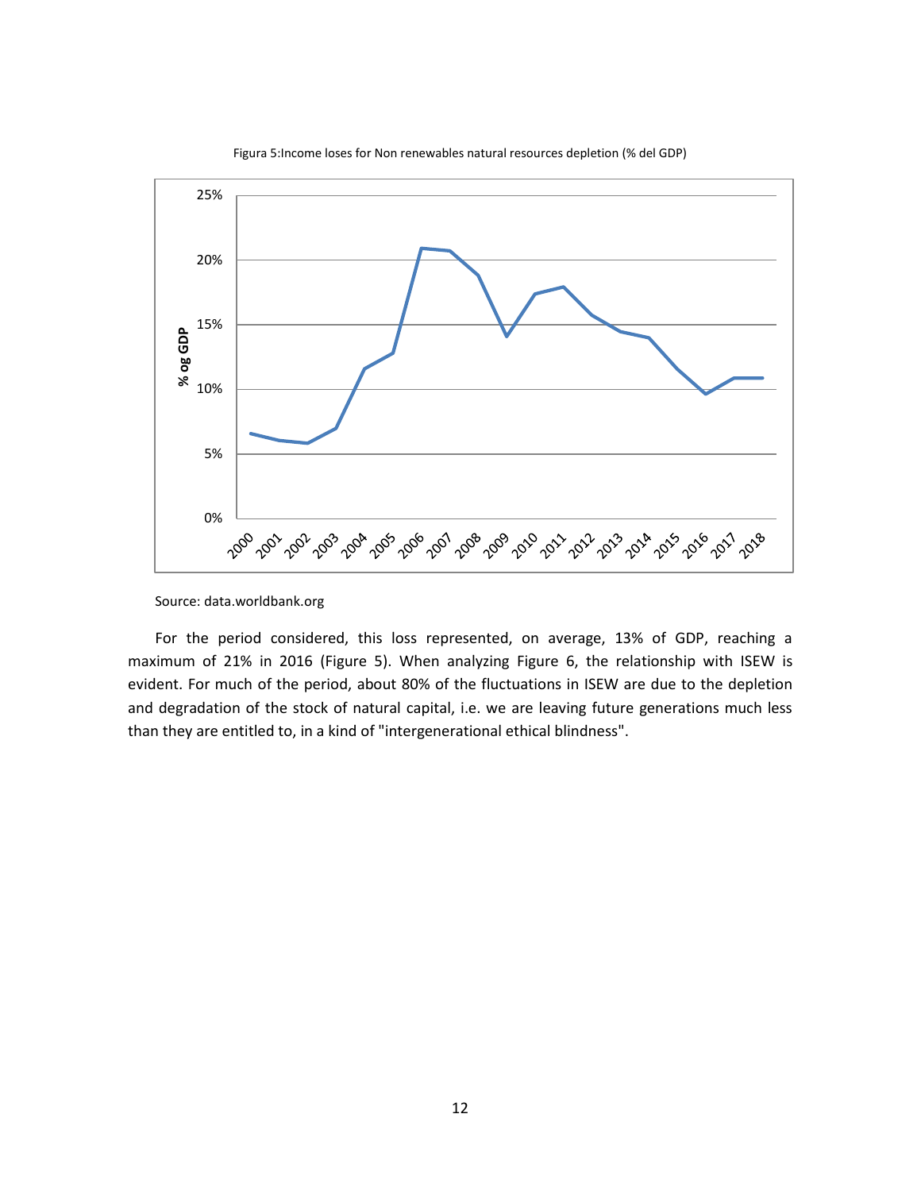Figura 5:Income loses for Non renewables natural resources depletion (% del GDP)

Source: data.worldbank.org

For the period considered, this loss represented, on average, 13% of GDP, reaching a maximum of 21% in 2016 (Figure 5). When analyzing Figure 6, the relationship with ISEW is evident. For much of the period, about 80% of the fluctuations in ISEW are due to the depletion and degradation of the stock of natural capital, i.e. we are leaving future generations much less than they are entitled to, in a kind of "intergenerational ethical blindness".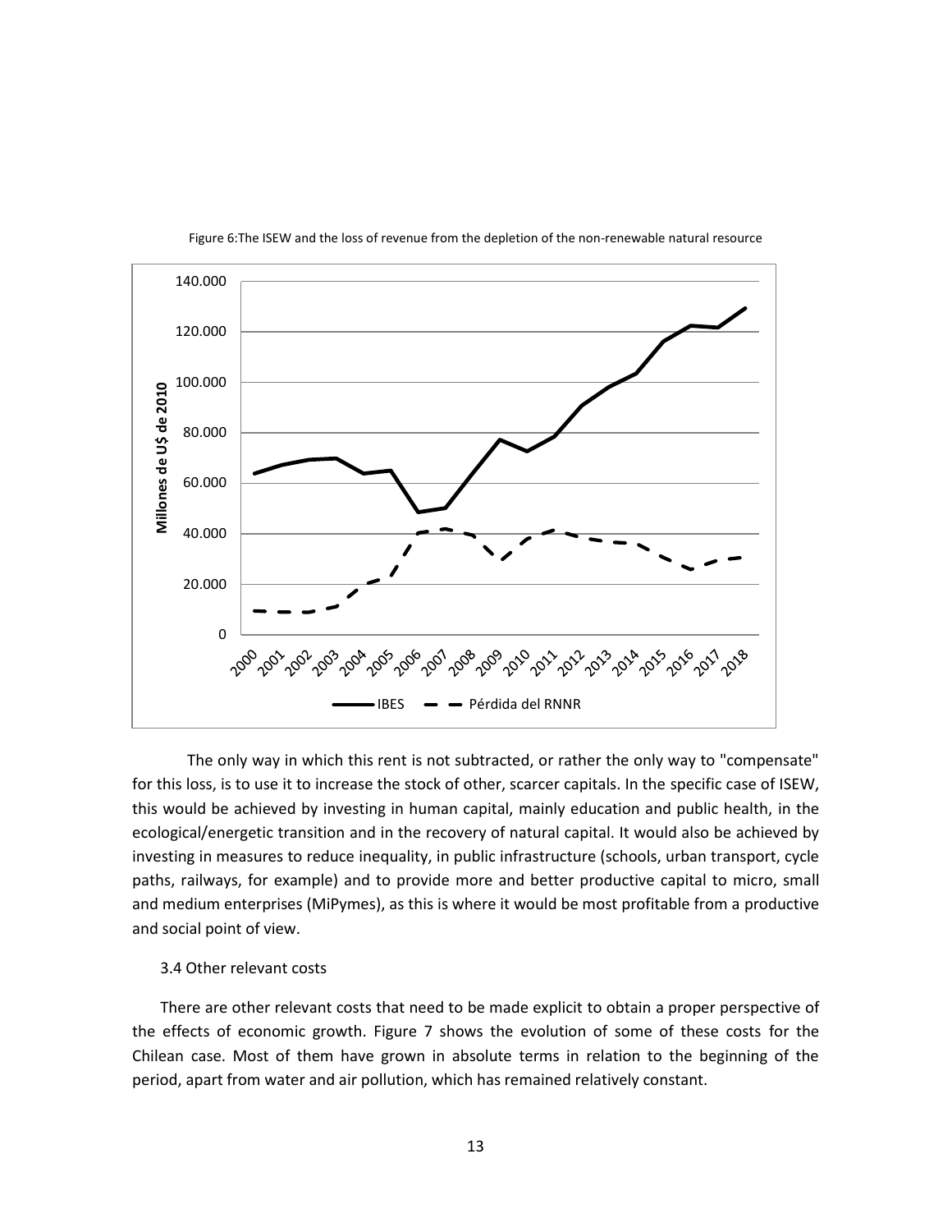Figure 6:The ISEW and the loss of revenue from the depletion of the non-renewable natural resource

The only way in which this rent is not subtracted, or rather the only way to "compensate" for this loss, is to use it to increase the stock of other, scarcer capitals. In the specific case of ISEW, this would be achieved by investing in human capital, mainly education and public health, in the ecological/energetic transition and in the recovery of natural capital. It would also be achieved by investing in measures to reduce inequality, in public infrastructure (schools, urban transport, cycle paths, railways, for example) and to provide more and better productive capital to micro, small and medium enterprises (MiPymes), as this is where it would be most profitable from a productive and social point of view.

### 3.4 Other relevant costs

There are other relevant costs that need to be made explicit to obtain a proper perspective of the effects of economic growth. Figure 7 shows the evolution of some of these costs for the Chilean case. Most of them have grown in absolute terms in relation to the beginning of the period, apart from water and air pollution, which has remained relatively constant.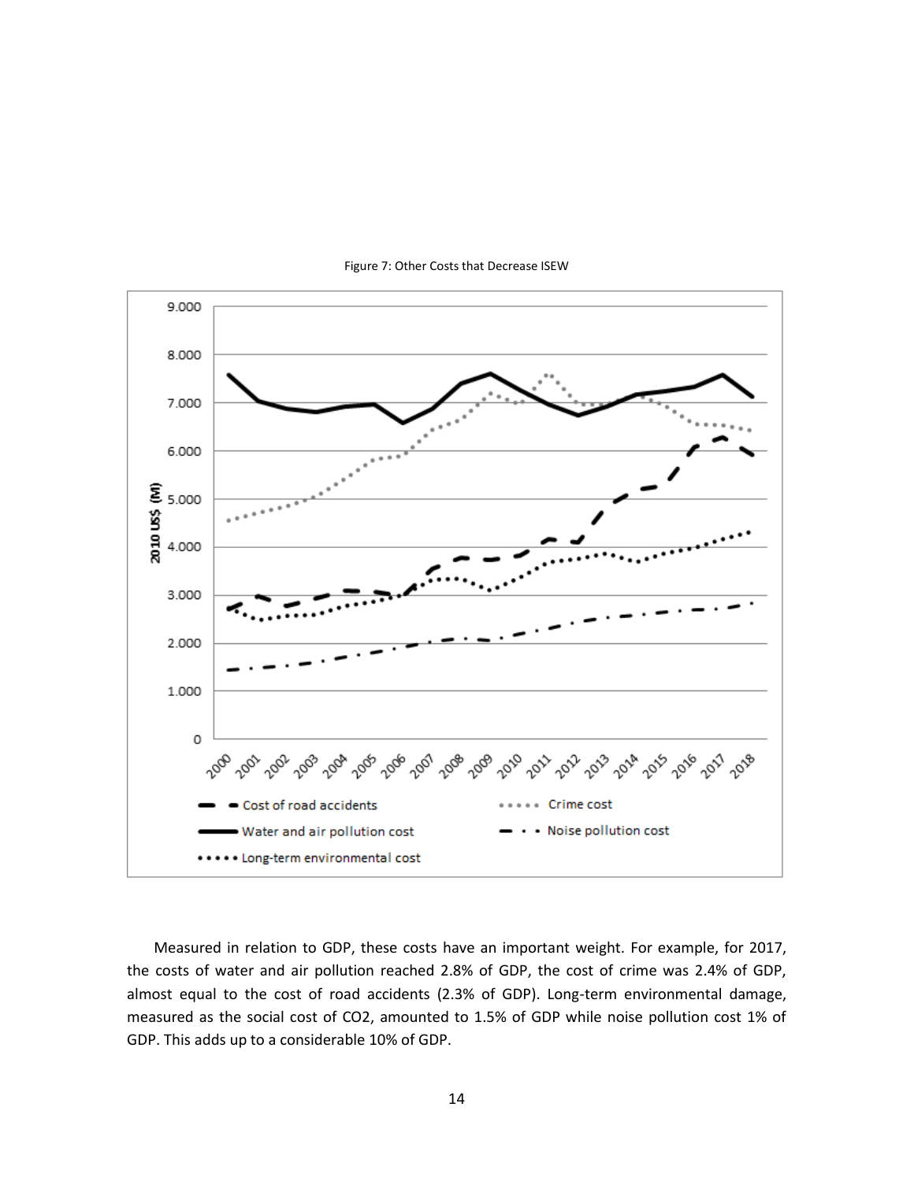Figure 7: Other Costs that Decrease ISEW

Measured in relation to GDP, these costs have an important weight. For example, for 2017, the costs of water and air pollution reached 2.8% of GDP, the cost of crime was 2.4% of GDP, almost equal to the cost of road accidents (2.3% of GDP). Long-term environmental damage, measured as the social cost of CO2, amounted to 1.5% of GDP while noise pollution cost 1% of GDP. This adds up to a considerable 10% of GDP.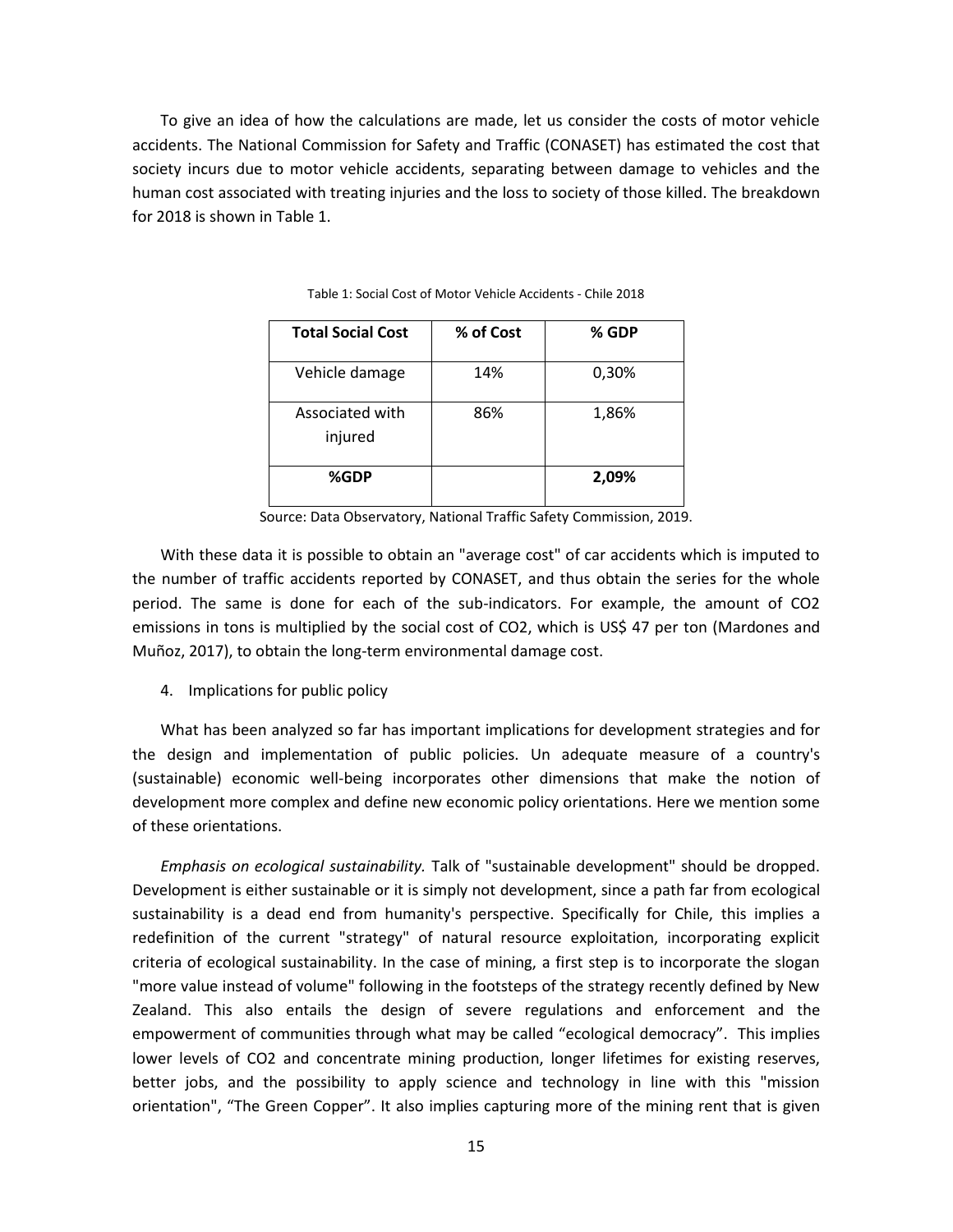To give an idea of how the calculations are made, let us consider the costs of motor vehicle accidents. The National Commission for Safety and Traffic (CONASET) has estimated the cost that society incurs due to motor vehicle accidents, separating between damage to vehicles and the human cost associated with treating injuries and the loss to society of those killed. The breakdown for 2018 is shown in Table 1.

Table 1: Social Cost of Motor Vehicle Accidents - Chile 2018

| **Total Social Cost** | **% of Cost** | **% GDP** |
|---|---|---|
| Vehicle damage | 14% | 0,30% |
| Associated with injured | 86% | 1,86% |
| **%GDP** | | **2,09%** |

Source: Data Observatory, National Traffic Safety Commission, 2019.

With these data it is possible to obtain an "average cost" of car accidents which is imputed to the number of traffic accidents reported by CONASET, and thus obtain the series for the whole period. The same is done for each of the sub-indicators. For example, the amount of $CO_2$ emissions in tons is multiplied by the social cost of $CO_2$, which is US$ 47 per ton (Mardones and Muñoz, 2017), to obtain the long-term environmental damage cost.

4. Implications for public policy

What has been analyzed so far has important implications for development strategies and for the design and implementation of public policies. Un adequate measure of a country's (sustainable) economic well-being incorporates other dimensions that make the notion of development more complex and define new economic policy orientations. Here we mention some of these orientations.

*Emphasis on ecological sustainability.* Talk of "sustainable development" should be dropped. Development is either sustainable or it is simply not development, since a path far from ecological sustainability is a dead end from humanity's perspective. Specifically for Chile, this implies a redefinition of the current "strategy" of natural resource exploitation, incorporating explicit criteria of ecological sustainability. In the case of mining, a first step is to incorporate the slogan "more value instead of volume" following in the footsteps of the strategy recently defined by New Zealand. This also entails the design of severe regulations and enforcement and the empowerment of communities through what may be called "ecological democracy". This implies lower levels of $CO_2$ and concentrate mining production, longer lifetimes for existing reserves, better jobs, and the possibility to apply science and technology in line with this "mission orientation", "The Green Copper". It also implies capturing more of the mining rent that is given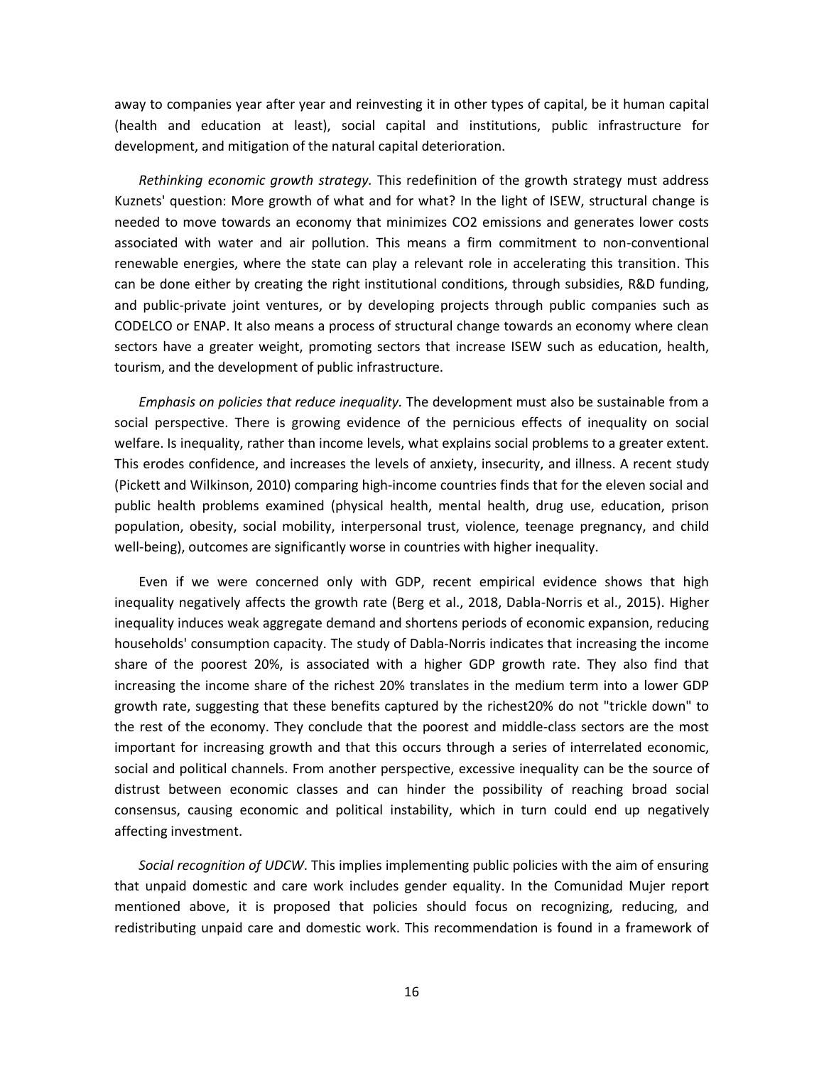away to companies year after year and reinvesting it in other types of capital, be it human capital (health and education at least), social capital and institutions, public infrastructure for development, and mitigation of the natural capital deterioration.

*Rethinking economic growth strategy.* This redefinition of the growth strategy must address Kuznets' question: More growth of what and for what? In the light of ISEW, structural change is needed to move towards an economy that minimizes $CO_2$ emissions and generates lower costs associated with water and air pollution. This means a firm commitment to non-conventional renewable energies, where the state can play a relevant role in accelerating this transition. This can be done either by creating the right institutional conditions, through subsidies, R&D funding, and public-private joint ventures, or by developing projects through public companies such as CODELCO or ENAP. It also means a process of structural change towards an economy where clean sectors have a greater weight, promoting sectors that increase ISEW such as education, health, tourism, and the development of public infrastructure.

*Emphasis on policies that reduce inequality.* The development must also be sustainable from a social perspective. There is growing evidence of the pernicious effects of inequality on social welfare. Is inequality, rather than income levels, what explains social problems to a greater extent. This erodes confidence, and increases the levels of anxiety, insecurity, and illness. A recent study (Pickett and Wilkinson, 2010) comparing high-income countries finds that for the eleven social and public health problems examined (physical health, mental health, drug use, education, prison population, obesity, social mobility, interpersonal trust, violence, teenage pregnancy, and child well-being), outcomes are significantly worse in countries with higher inequality.

Even if we were concerned only with GDP, recent empirical evidence shows that high inequality negatively affects the growth rate (Berg et al., 2018, Dabla-Norris et al., 2015). Higher inequality induces weak aggregate demand and shortens periods of economic expansion, reducing households' consumption capacity. The study of Dabla-Norris indicates that increasing the income share of the poorest 20%, is associated with a higher GDP growth rate. They also find that increasing the income share of the richest 20% translates in the medium term into a lower GDP growth rate, suggesting that these benefits captured by the richest20% do not "trickle down" to the rest of the economy. They conclude that the poorest and middle-class sectors are the most important for increasing growth and that this occurs through a series of interrelated economic, social and political channels. From another perspective, excessive inequality can be the source of distrust between economic classes and can hinder the possibility of reaching broad social consensus, causing economic and political instability, which in turn could end up negatively affecting investment.

*Social recognition of UDCW*. This implies implementing public policies with the aim of ensuring that unpaid domestic and care work includes gender equality. In the Comunidad Mujer report mentioned above, it is proposed that policies should focus on recognizing, reducing, and redistributing unpaid care and domestic work. This recommendation is found in a framework of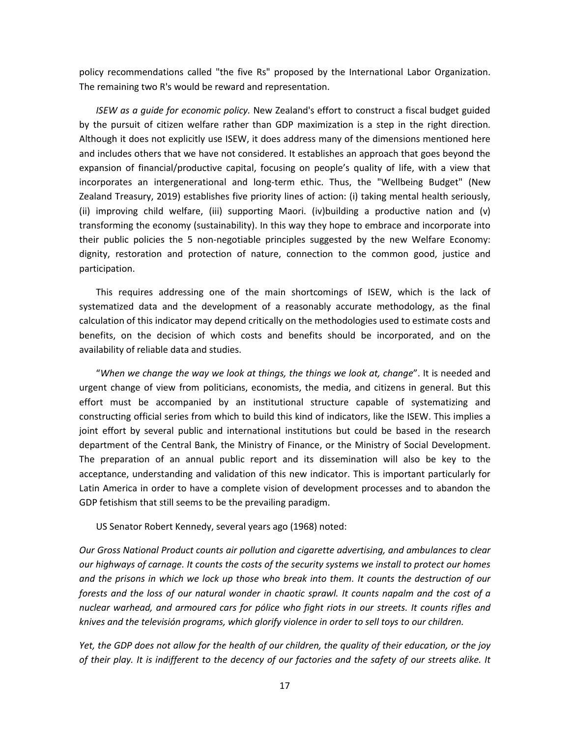policy recommendations called "the five Rs" proposed by the International Labor Organization. The remaining two R's would be reward and representation.

*ISEW as a guide for economic policy.* New Zealand's effort to construct a fiscal budget guided by the pursuit of citizen welfare rather than GDP maximization is a step in the right direction. Although it does not explicitly use ISEW, it does address many of the dimensions mentioned here and includes others that we have not considered. It establishes an approach that goes beyond the expansion of financial/productive capital, focusing on people's quality of life, with a view that incorporates an intergenerational and long-term ethic. Thus, the "Wellbeing Budget" (New Zealand Treasury, 2019) establishes five priority lines of action: (i) taking mental health seriously, (ii) improving child welfare, (iii) supporting Maori. (iv)building a productive nation and (v) transforming the economy (sustainability). In this way they hope to embrace and incorporate into their public policies the 5 non-negotiable principles suggested by the new Welfare Economy: dignity, restoration and protection of nature, connection to the common good, justice and participation.

This requires addressing one of the main shortcomings of ISEW, which is the lack of systematized data and the development of a reasonably accurate methodology, as the final calculation of this indicator may depend critically on the methodologies used to estimate costs and benefits, on the decision of which costs and benefits should be incorporated, and on the availability of reliable data and studies.

"*When we change the way we look at things, the things we look at, change*". It is needed and urgent change of view from politicians, economists, the media, and citizens in general. But this effort must be accompanied by an institutional structure capable of systematizing and constructing official series from which to build this kind of indicators, like the ISEW. This implies a joint effort by several public and international institutions but could be based in the research department of the Central Bank, the Ministry of Finance, or the Ministry of Social Development. The preparation of an annual public report and its dissemination will also be key to the acceptance, understanding and validation of this new indicator. This is important particularly for Latin America in order to have a complete vision of development processes and to abandon the GDP fetishism that still seems to be the prevailing paradigm.

US Senator Robert Kennedy, several years ago (1968) noted:

*Our Gross National Product counts air pollution and cigarette advertising, and ambulances to clear our highways of carnage. It counts the costs of the security systems we install to protect our homes and the prisons in which we lock up those who break into them. It counts the destruction of our forests and the loss of our natural wonder in chaotic sprawl. It counts napalm and the cost of a nuclear warhead, and armoured cars for pólice who fight riots in our streets. It counts rifles and knives and the televisión programs, which glorify violence in order to sell toys to our children.*

*Yet, the GDP does not allow for the health of our children, the quality of their education, or the joy of their play. It is indifferent to the decency of our factories and the safety of our streets alike. It*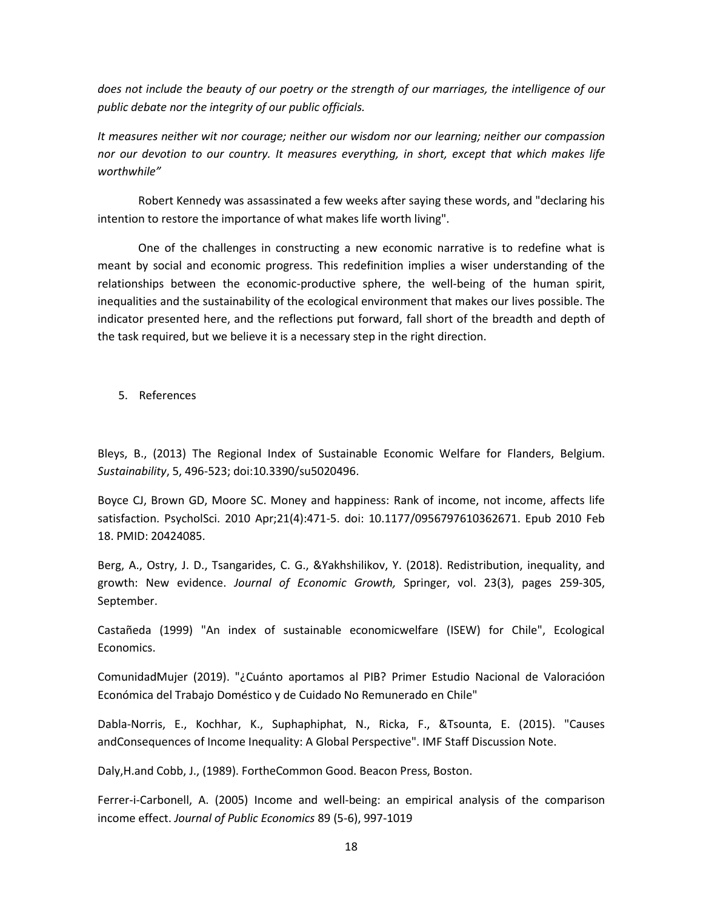*does not include the beauty of our poetry or the strength of our marriages, the intelligence of our public debate nor the integrity of our public officials.*

*It measures neither wit nor courage; neither our wisdom nor our learning; neither our compassion nor our devotion to our country. It measures everything, in short, except that which makes life worthwhile"*

Robert Kennedy was assassinated a few weeks after saying these words, and "declaring his intention to restore the importance of what makes life worth living".

One of the challenges in constructing a new economic narrative is to redefine what is meant by social and economic progress. This redefinition implies a wiser understanding of the relationships between the economic-productive sphere, the well-being of the human spirit, inequalities and the sustainability of the ecological environment that makes our lives possible. The indicator presented here, and the reflections put forward, fall short of the breadth and depth of the task required, but we believe it is a necessary step in the right direction.

## 5. References

Bleys, B., (2013) The Regional Index of Sustainable Economic Welfare for Flanders, Belgium. *Sustainability*, 5, 496-523; doi:10.3390/su5020496.

Boyce CJ, Brown GD, Moore SC. Money and happiness: Rank of income, not income, affects life satisfaction. PsycholSci. 2010 Apr;21(4):471-5. doi: 10.1177/0956797610362671. Epub 2010 Feb 18. PMID: 20424085.

Berg, A., Ostry, J. D., Tsangarides, C. G., &Yakhshilikov, Y. (2018). Redistribution, inequality, and growth: New evidence. *Journal of Economic Growth,* Springer, vol. 23(3), pages 259-305, September.

Castañeda (1999) "An index of sustainable economicwelfare (ISEW) for Chile", Ecological Economics.

ComunidadMujer (2019). "¿Cuánto aportamos al PIB? Primer Estudio Nacional de Valoracióon Económica del Trabajo Doméstico y de Cuidado No Remunerado en Chile"

Dabla-Norris, E., Kochhar, K., Suphaphiphat, N., Ricka, F., &Tsounta, E. (2015). "Causes andConsequences of Income Inequality: A Global Perspective". IMF Staff Discussion Note.

Daly,H.and Cobb, J., (1989). FortheCommon Good. Beacon Press, Boston.

Ferrer-i-Carbonell, A. (2005) Income and well-being: an empirical analysis of the comparison income effect. *Journal of Public Economics* 89 (5-6), 997-1019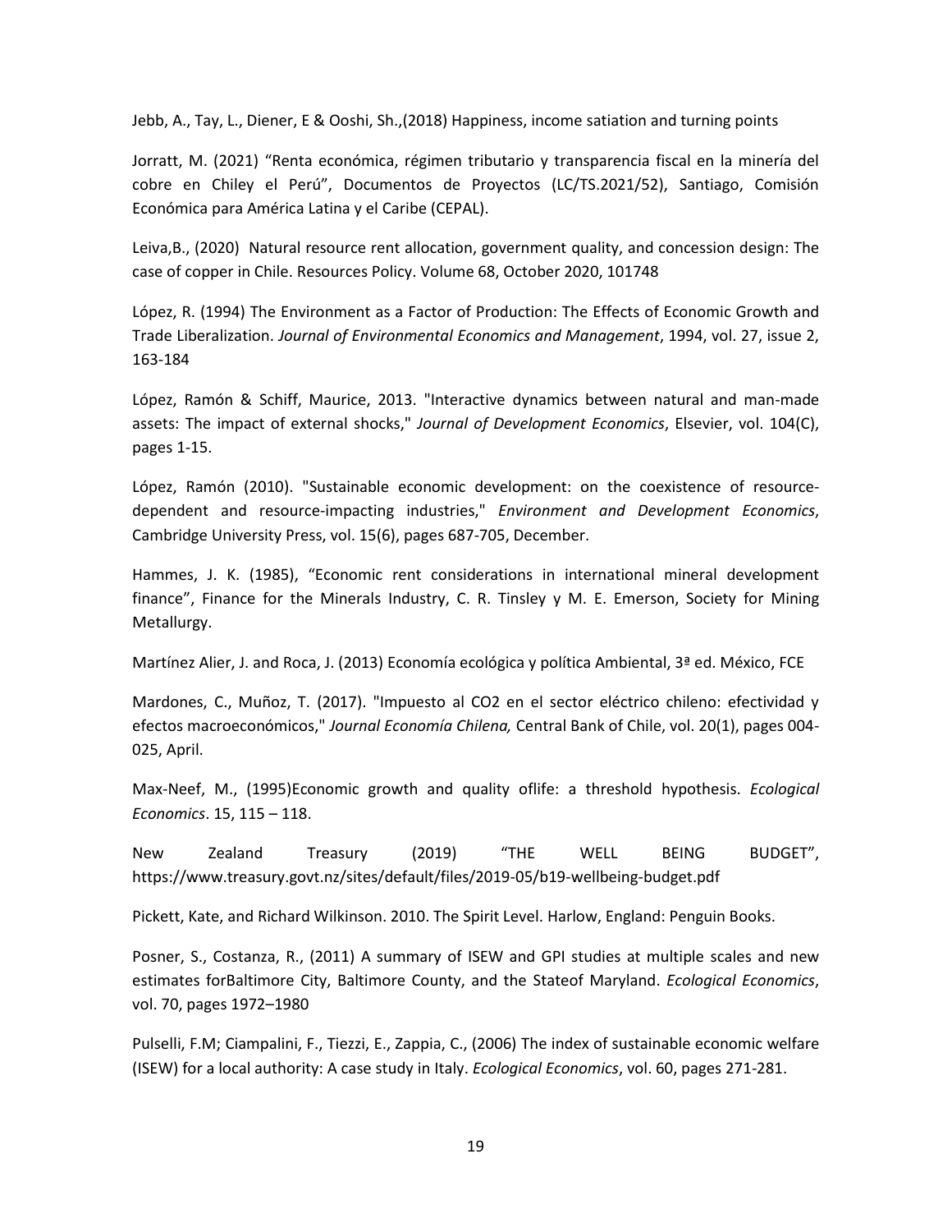Jebb, A., Tay, L., Diener, E & Ooshi, Sh.,(2018) Happiness, income satiation and turning points

Jorratt, M. (2021) "Renta económica, régimen tributario y transparencia fiscal en la minería del cobre en Chiley el Perú", Documentos de Proyectos (LC/TS.2021/52), Santiago, Comisión Económica para América Latina y el Caribe (CEPAL).

Leiva,B., (2020) Natural resource rent allocation, government quality, and concession design: The case of copper in Chile. Resources Policy. Volume 68, October 2020, 101748

López, R. (1994) The Environment as a Factor of Production: The Effects of Economic Growth and Trade Liberalization. *Journal of Environmental Economics and Management*, 1994, vol. 27, issue 2, 163-184

López, Ramón & Schiff, Maurice, 2013. "Interactive dynamics between natural and man-made assets: The impact of external shocks," *Journal of Development Economics*, Elsevier, vol. 104(C), pages 1-15.

López, Ramón (2010). "Sustainable economic development: on the coexistence of resource-dependent and resource-impacting industries," *Environment and Development Economics*, Cambridge University Press, vol. 15(6), pages 687-705, December.

Hammes, J. K. (1985), "Economic rent considerations in international mineral development finance", Finance for the Minerals Industry, C. R. Tinsley y M. E. Emerson, Society for Mining Metallurgy.

Martínez Alier, J. and Roca, J. (2013) Economía ecológica y política Ambiental, 3ª ed. México, FCE

Mardones, C., Muñoz, T. (2017). "Impuesto al CO2 en el sector eléctrico chileno: efectividad y efectos macroeconómicos," *Journal Economía Chilena,* Central Bank of Chile, vol. 20(1), pages 004-025, April.

Max-Neef, M., (1995)Economic growth and quality oflife: a threshold hypothesis. *Ecological Economics*. 15, 115 – 118.

New Zealand Treasury (2019) "THE WELL BEING BUDGET", https://www.treasury.govt.nz/sites/default/files/2019-05/b19-wellbeing-budget.pdf

Pickett, Kate, and Richard Wilkinson. 2010. The Spirit Level. Harlow, England: Penguin Books.

Posner, S., Costanza, R., (2011) A summary of ISEW and GPI studies at multiple scales and new estimates forBaltimore City, Baltimore County, and the Stateof Maryland. *Ecological Economics*, vol. 70, pages 1972–1980

Pulselli, F.M; Ciampalini, F., Tiezzi, E., Zappia, C., (2006) The index of sustainable economic welfare (ISEW) for a local authority: A case study in Italy. *Ecological Economics*, vol. 60, pages 271-281.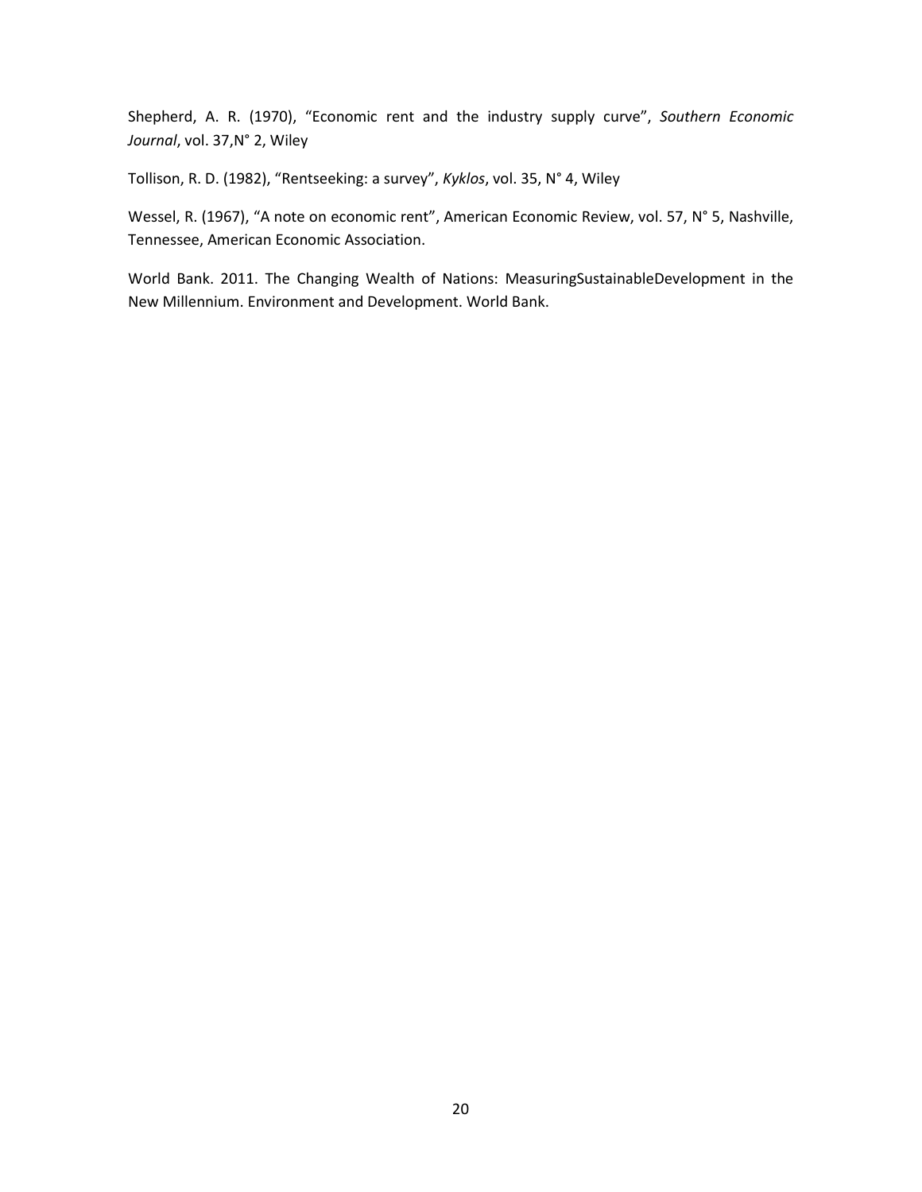Shepherd, A. R. (1970), “Economic rent and the industry supply curve”, *Southern Economic Journal*, vol. 37,N° 2, Wiley

Tollison, R. D. (1982), “Rentseeking: a survey”, *Kyklos*, vol. 35, N° 4, Wiley

Wessel, R. (1967), “A note on economic rent”, American Economic Review, vol. 57, N° 5, Nashville, Tennessee, American Economic Association.

World Bank. 2011. The Changing Wealth of Nations: MeasuringSustainableDevelopment in the New Millennium. Environment and Development. World Bank.